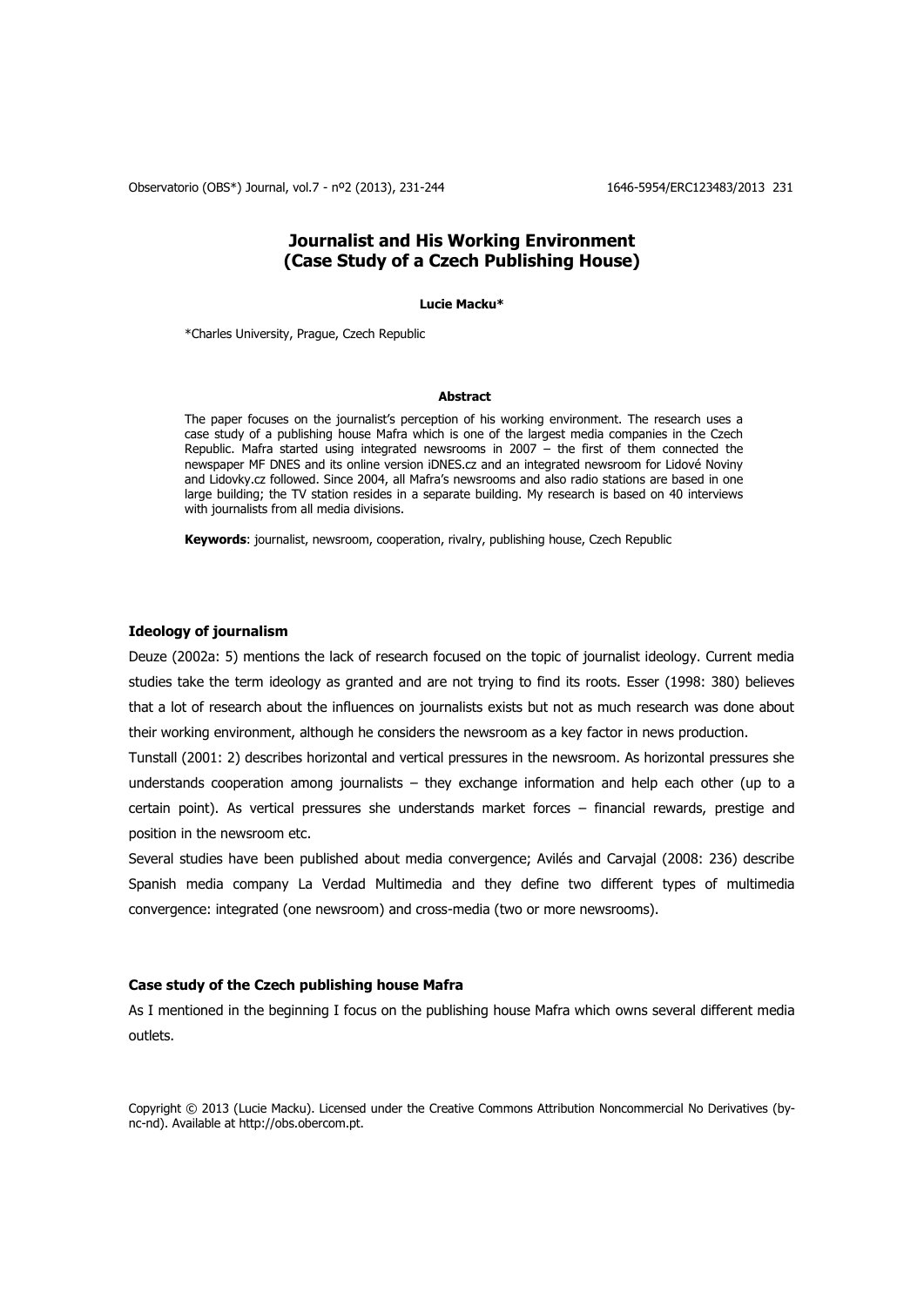# Journalist and His Working Environment (Case Study of a Czech Publishing House)

**Lucie Macku***

*Charles University, Prague, Czech Republic

### Abstract

The paper focuses on the journalist's perception of his working environment. The research uses a case study of a publishing house Mafra which is one of the largest media companies in the Czech Republic. Mafra started using integrated newsrooms in 2007 – the first of them connected the newspaper MF DNES and its online version iDNES.cz and an integrated newsroom for Lidové Noviny and Lidovky.cz followed. Since 2004, all Mafra's newsrooms and also radio stations are based in one large building; the TV station resides in a separate building. My research is based on 40 interviews with journalists from all media divisions.

**Keywords**: journalist, newsroom, cooperation, rivalry, publishing house, Czech Republic

## Ideology of journalism

Deuze (2002a: 5) mentions the lack of research focused on the topic of journalist ideology. Current media studies take the term ideology as granted and are not trying to find its roots. Esser (1998: 380) believes that a lot of research about the influences on journalists exists but not as much research was done about their working environment, although he considers the newsroom as a key factor in news production.

Tunstall (2001: 2) describes horizontal and vertical pressures in the newsroom. As horizontal pressures she understands cooperation among journalists – they exchange information and help each other (up to a certain point). As vertical pressures she understands market forces – financial rewards, prestige and position in the newsroom etc.

Several studies have been published about media convergence; Avilés and Carvajal (2008: 236) describe Spanish media company La Verdad Multimedia and they define two different types of multimedia convergence: integrated (one newsroom) and cross-media (two or more newsrooms).

## Case study of the Czech publishing house Mafra

As I mentioned in the beginning I focus on the publishing house Mafra which owns several different media outlets.

Copyright © 2013 (Lucie Macku). Licensed under the Creative Commons Attribution Noncommercial No Derivatives (by-nc-nd). Available at http://obs.obercom.pt.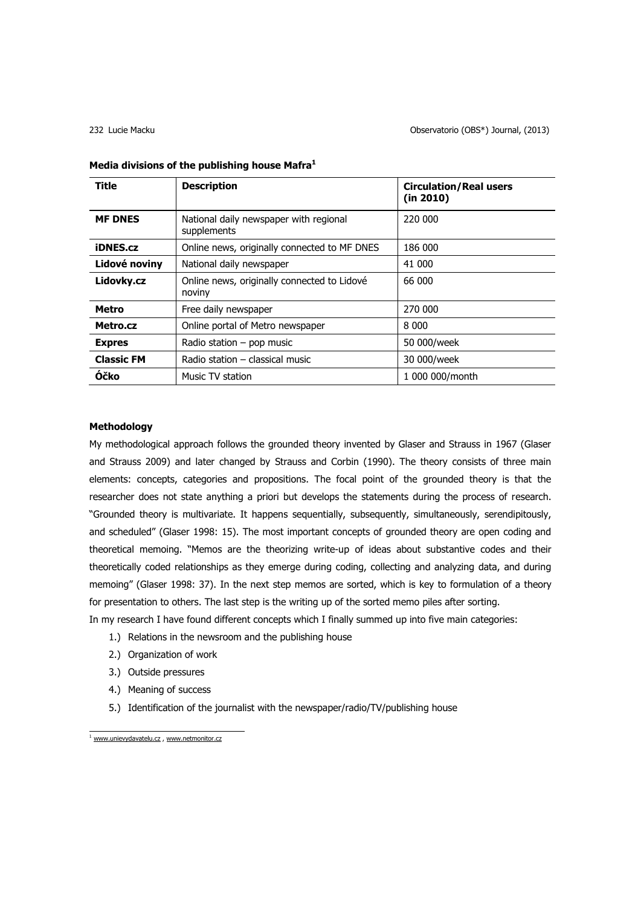**Media divisions of the publishing house Mafra**[1]

| Title | Description | Circulation/Real users (in 2010) |
|---|---|---|
| **MF DNES** | National daily newspaper with regional supplements | 220 000 |
| **iDNES.cz** | Online news, originally connected to MF DNES | 186 000 |
| **Lidové noviny** | National daily newspaper | 41 000 |
| **Lidovky.cz** | Online news, originally connected to Lidové noviny | 66 000 |
| **Metro** | Free daily newspaper | 270 000 |
| **Metro.cz** | Online portal of Metro newspaper | 8 000 |
| **Expres** | Radio station – pop music | 50 000/week |
| **Classic FM** | Radio station – classical music | 30 000/week |
| **Óčko** | Music TV station | 1 000 000/month |

**Methodology**

My methodological approach follows the grounded theory invented by Glaser and Strauss in 1967 (Glaser and Strauss 2009) and later changed by Strauss and Corbin (1990). The theory consists of three main elements: concepts, categories and propositions. The focal point of the grounded theory is that the researcher does not state anything a priori but develops the statements during the process of research. "Grounded theory is multivariate. It happens sequentially, subsequently, simultaneously, serendipitously, and scheduled" (Glaser 1998: 15). The most important concepts of grounded theory are open coding and theoretical memoing. "Memos are the theorizing write-up of ideas about substantive codes and their theoretically coded relationships as they emerge during coding, collecting and analyzing data, and during memoing" (Glaser 1998: 37). In the next step memos are sorted, which is key to formulation of a theory for presentation to others. The last step is the writing up of the sorted memo piles after sorting.

In my research I have found different concepts which I finally summed up into five main categories:

1.) Relations in the newsroom and the publishing house
2.) Organization of work
3.) Outside pressures
4.) Meaning of success
5.) Identification of the journalist with the newspaper/radio/TV/publishing house

[1] www.unievydavatelu.cz , www.netmonitor.cz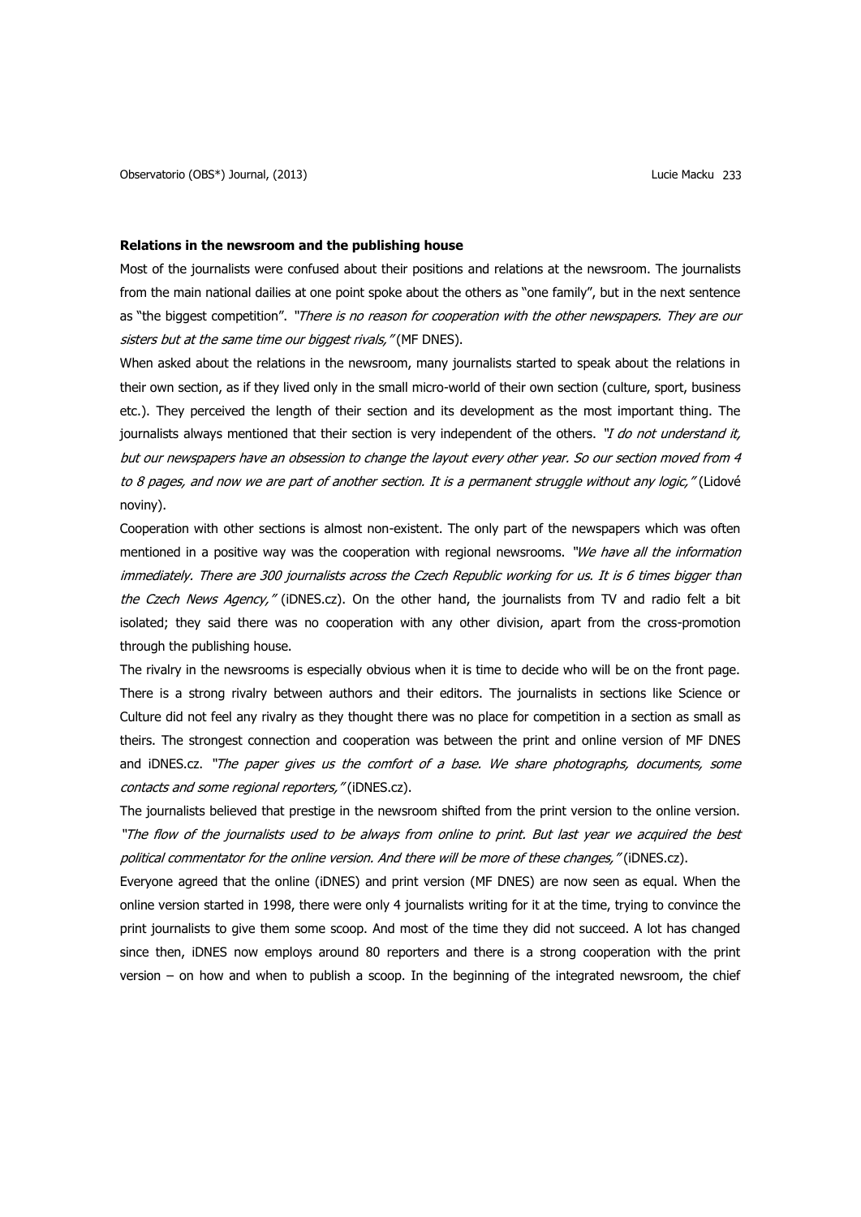**Relations in the newsroom and the publishing house**

Most of the journalists were confused about their positions and relations at the newsroom. The journalists from the main national dailies at one point spoke about the others as "one family", but in the next sentence as "the biggest competition". *"There is no reason for cooperation with the other newspapers. They are our sisters but at the same time our biggest rivals,"* (MF DNES).

When asked about the relations in the newsroom, many journalists started to speak about the relations in their own section, as if they lived only in the small micro-world of their own section (culture, sport, business etc.). They perceived the length of their section and its development as the most important thing. The journalists always mentioned that their section is very independent of the others. *"I do not understand it, but our newspapers have an obsession to change the layout every other year. So our section moved from 4 to 8 pages, and now we are part of another section. It is a permanent struggle without any logic,"* (Lidové noviny).

Cooperation with other sections is almost non-existent. The only part of the newspapers which was often mentioned in a positive way was the cooperation with regional newsrooms. *"We have all the information immediately. There are 300 journalists across the Czech Republic working for us. It is 6 times bigger than the Czech News Agency,"* (iDNES.cz). On the other hand, the journalists from TV and radio felt a bit isolated; they said there was no cooperation with any other division, apart from the cross-promotion through the publishing house.

The rivalry in the newsrooms is especially obvious when it is time to decide who will be on the front page. There is a strong rivalry between authors and their editors. The journalists in sections like Science or Culture did not feel any rivalry as they thought there was no place for competition in a section as small as theirs. The strongest connection and cooperation was between the print and online version of MF DNES and iDNES.cz. *"The paper gives us the comfort of a base. We share photographs, documents, some contacts and some regional reporters,"* (iDNES.cz).

The journalists believed that prestige in the newsroom shifted from the print version to the online version. *"The flow of the journalists used to be always from online to print. But last year we acquired the best political commentator for the online version. And there will be more of these changes,"* (iDNES.cz).

Everyone agreed that the online (iDNES) and print version (MF DNES) are now seen as equal. When the online version started in 1998, there were only 4 journalists writing for it at the time, trying to convince the print journalists to give them some scoop. And most of the time they did not succeed. A lot has changed since then, iDNES now employs around 80 reporters and there is a strong cooperation with the print version – on how and when to publish a scoop. In the beginning of the integrated newsroom, the chief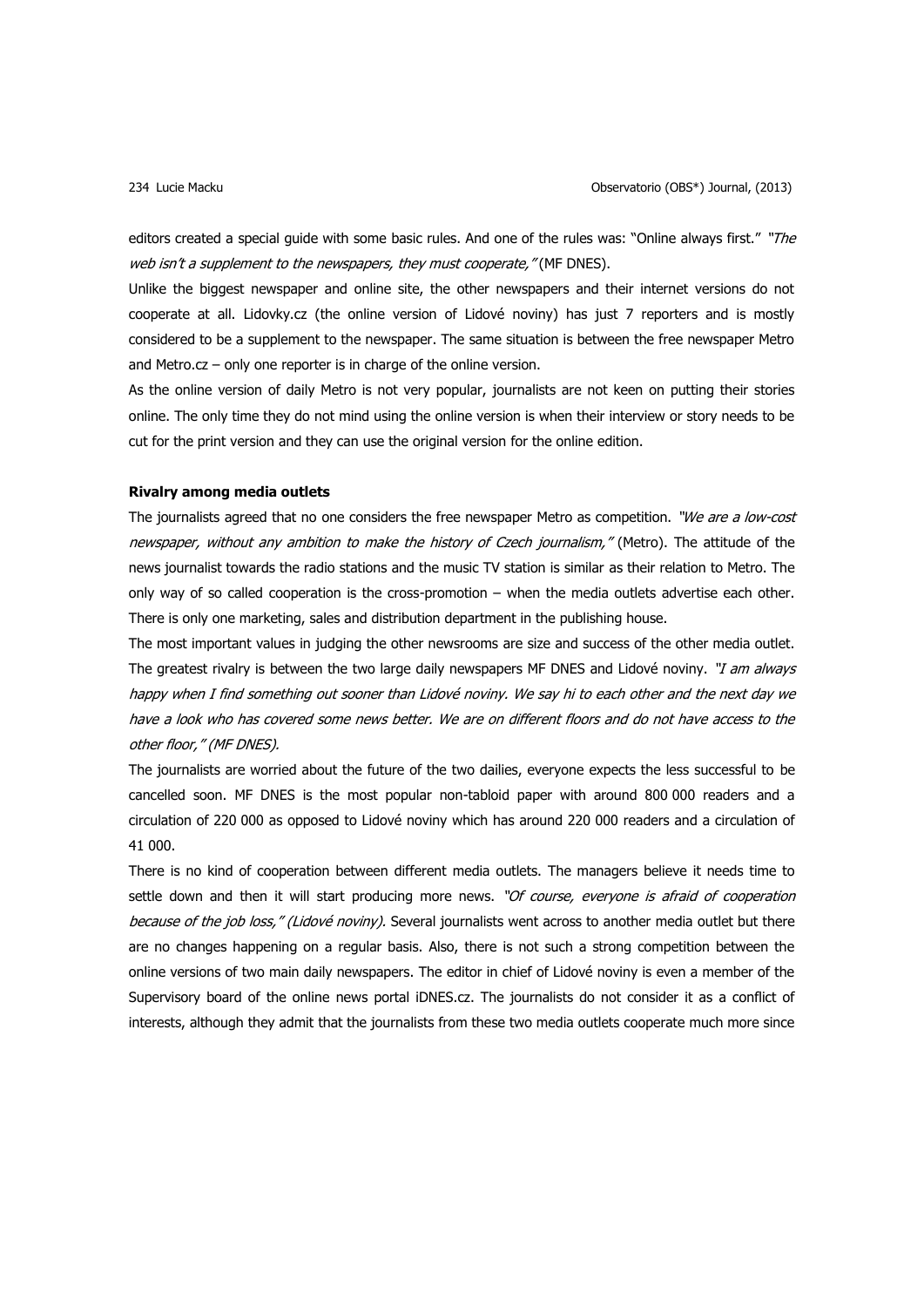editors created a special guide with some basic rules. And one of the rules was: "Online always first." *"The web isn't a supplement to the newspapers, they must cooperate,"* (MF DNES).

Unlike the biggest newspaper and online site, the other newspapers and their internet versions do not cooperate at all. Lidovky.cz (the online version of Lidové noviny) has just 7 reporters and is mostly considered to be a supplement to the newspaper. The same situation is between the free newspaper Metro and Metro.cz – only one reporter is in charge of the online version.

As the online version of daily Metro is not very popular, journalists are not keen on putting their stories online. The only time they do not mind using the online version is when their interview or story needs to be cut for the print version and they can use the original version for the online edition.

**Rivalry among media outlets**

The journalists agreed that no one considers the free newspaper Metro as competition. *"We are a low-cost newspaper, without any ambition to make the history of Czech journalism,"* (Metro). The attitude of the news journalist towards the radio stations and the music TV station is similar as their relation to Metro. The only way of so called cooperation is the cross-promotion – when the media outlets advertise each other. There is only one marketing, sales and distribution department in the publishing house.

The most important values in judging the other newsrooms are size and success of the other media outlet. The greatest rivalry is between the two large daily newspapers MF DNES and Lidové noviny. *"I am always happy when I find something out sooner than Lidové noviny. We say hi to each other and the next day we have a look who has covered some news better. We are on different floors and do not have access to the other floor," (MF DNES).*

The journalists are worried about the future of the two dailies, everyone expects the less successful to be cancelled soon. MF DNES is the most popular non-tabloid paper with around 800 000 readers and a circulation of 220 000 as opposed to Lidové noviny which has around 220 000 readers and a circulation of 41 000.

There is no kind of cooperation between different media outlets. The managers believe it needs time to settle down and then it will start producing more news. *"Of course, everyone is afraid of cooperation because of the job loss," (Lidové noviny).* Several journalists went across to another media outlet but there are no changes happening on a regular basis. Also, there is not such a strong competition between the online versions of two main daily newspapers. The editor in chief of Lidové noviny is even a member of the Supervisory board of the online news portal iDNES.cz. The journalists do not consider it as a conflict of interests, although they admit that the journalists from these two media outlets cooperate much more since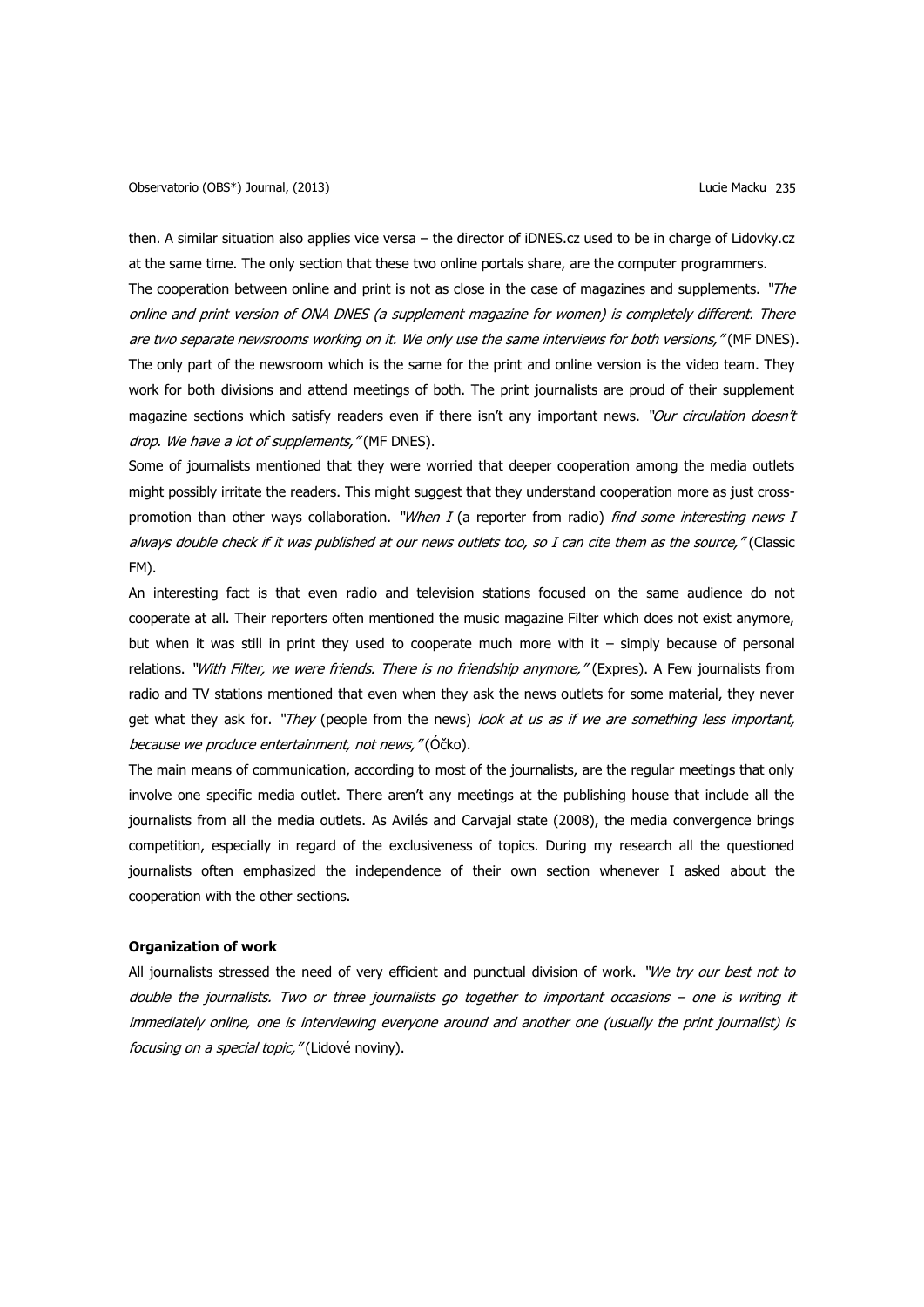then. A similar situation also applies vice versa – the director of iDNES.cz used to be in charge of Lidovky.cz at the same time. The only section that these two online portals share, are the computer programmers.

The cooperation between online and print is not as close in the case of magazines and supplements. *"The online and print version of ONA DNES (a supplement magazine for women) is completely different. There are two separate newsrooms working on it. We only use the same interviews for both versions,"* (MF DNES). The only part of the newsroom which is the same for the print and online version is the video team. They work for both divisions and attend meetings of both. The print journalists are proud of their supplement magazine sections which satisfy readers even if there isn't any important news. *"Our circulation doesn't drop. We have a lot of supplements,"* (MF DNES).

Some of journalists mentioned that they were worried that deeper cooperation among the media outlets might possibly irritate the readers. This might suggest that they understand cooperation more as just cross-promotion than other ways collaboration. *"When I* (a reporter from radio) *find some interesting news I always double check if it was published at our news outlets too, so I can cite them as the source,"* (Classic FM).

An interesting fact is that even radio and television stations focused on the same audience do not cooperate at all. Their reporters often mentioned the music magazine Filter which does not exist anymore, but when it was still in print they used to cooperate much more with it – simply because of personal relations. *"With Filter, we were friends. There is no friendship anymore,"* (Expres). A Few journalists from radio and TV stations mentioned that even when they ask the news outlets for some material, they never get what they ask for. *"They* (people from the news) *look at us as if we are something less important, because we produce entertainment, not news,"* (Óčko).

The main means of communication, according to most of the journalists, are the regular meetings that only involve one specific media outlet. There aren't any meetings at the publishing house that include all the journalists from all the media outlets. As Avilés and Carvajal state (2008), the media convergence brings competition, especially in regard of the exclusiveness of topics. During my research all the questioned journalists often emphasized the independence of their own section whenever I asked about the cooperation with the other sections.

**Organization of work**

All journalists stressed the need of very efficient and punctual division of work. *"We try our best not to double the journalists. Two or three journalists go together to important occasions – one is writing it immediately online, one is interviewing everyone around and another one (usually the print journalist) is focusing on a special topic,"* (Lidové noviny).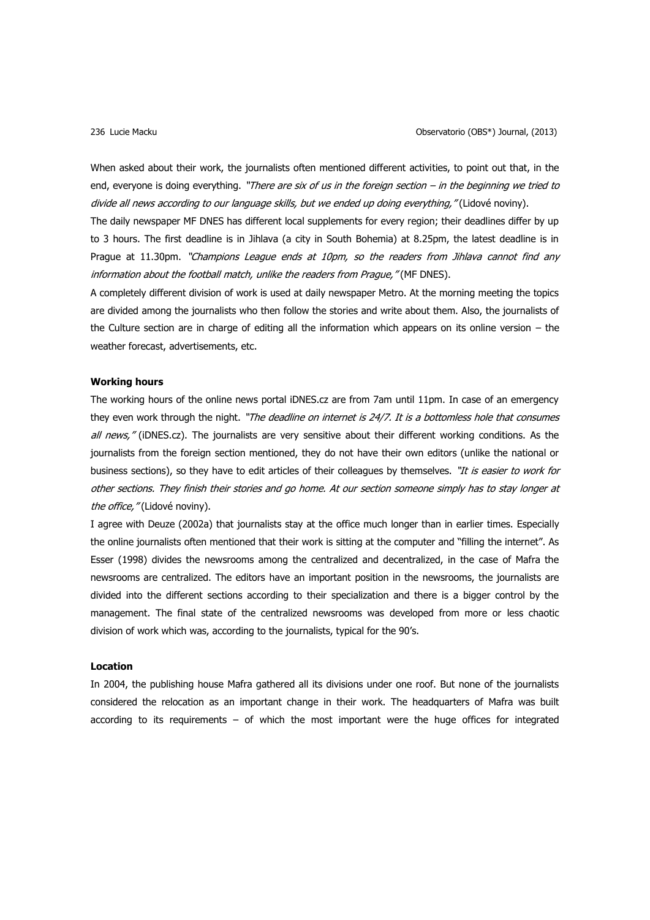When asked about their work, the journalists often mentioned different activities, to point out that, in the end, everyone is doing everything. *"There are six of us in the foreign section – in the beginning we tried to divide all news according to our language skills, but we ended up doing everything,"* (Lidové noviny).

The daily newspaper MF DNES has different local supplements for every region; their deadlines differ by up to 3 hours. The first deadline is in Jihlava (a city in South Bohemia) at 8.25pm, the latest deadline is in Prague at 11.30pm. *"Champions League ends at 10pm, so the readers from Jihlava cannot find any information about the football match, unlike the readers from Prague,"* (MF DNES).

A completely different division of work is used at daily newspaper Metro. At the morning meeting the topics are divided among the journalists who then follow the stories and write about them. Also, the journalists of the Culture section are in charge of editing all the information which appears on its online version – the weather forecast, advertisements, etc.

**Working hours**

The working hours of the online news portal iDNES.cz are from 7am until 11pm. In case of an emergency they even work through the night. *"The deadline on internet is 24/7. It is a bottomless hole that consumes all news,"* (iDNES.cz). The journalists are very sensitive about their different working conditions. As the journalists from the foreign section mentioned, they do not have their own editors (unlike the national or business sections), so they have to edit articles of their colleagues by themselves. *"It is easier to work for other sections. They finish their stories and go home. At our section someone simply has to stay longer at the office,"* (Lidové noviny).

I agree with Deuze (2002a) that journalists stay at the office much longer than in earlier times. Especially the online journalists often mentioned that their work is sitting at the computer and "filling the internet". As Esser (1998) divides the newsrooms among the centralized and decentralized, in the case of Mafra the newsrooms are centralized. The editors have an important position in the newsrooms, the journalists are divided into the different sections according to their specialization and there is a bigger control by the management. The final state of the centralized newsrooms was developed from more or less chaotic division of work which was, according to the journalists, typical for the 90's.

**Location**

In 2004, the publishing house Mafra gathered all its divisions under one roof. But none of the journalists considered the relocation as an important change in their work. The headquarters of Mafra was built according to its requirements – of which the most important were the huge offices for integrated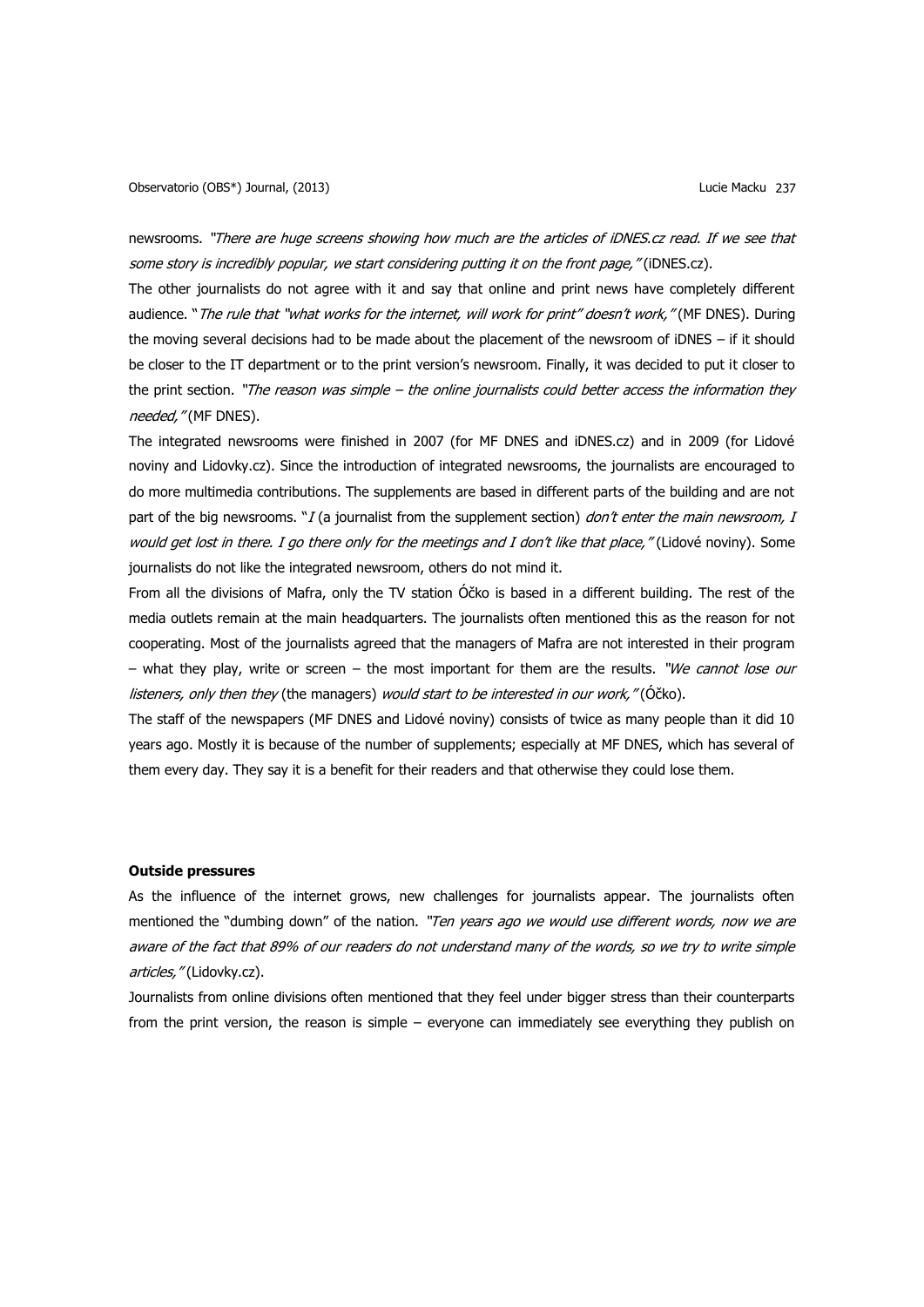newsrooms. *"There are huge screens showing how much are the articles of iDNES.cz read. If we see that some story is incredibly popular, we start considering putting it on the front page,"* (iDNES.cz).

The other journalists do not agree with it and say that online and print news have completely different audience. "*The rule that "what works for the internet, will work for print" doesn't work,"* (MF DNES). During the moving several decisions had to be made about the placement of the newsroom of iDNES – if it should be closer to the IT department or to the print version's newsroom. Finally, it was decided to put it closer to the print section. *"The reason was simple – the online journalists could better access the information they needed,"* (MF DNES).

The integrated newsrooms were finished in 2007 (for MF DNES and iDNES.cz) and in 2009 (for Lidové noviny and Lidovky.cz). Since the introduction of integrated newsrooms, the journalists are encouraged to do more multimedia contributions. The supplements are based in different parts of the building and are not part of the big newsrooms. "*I* (a journalist from the supplement section) *don't enter the main newsroom, I would get lost in there. I go there only for the meetings and I don't like that place,"* (Lidové noviny). Some journalists do not like the integrated newsroom, others do not mind it.

From all the divisions of Mafra, only the TV station Óčko is based in a different building. The rest of the media outlets remain at the main headquarters. The journalists often mentioned this as the reason for not cooperating. Most of the journalists agreed that the managers of Mafra are not interested in their program – what they play, write or screen – the most important for them are the results. *"We cannot lose our listeners, only then they* (the managers) *would start to be interested in our work,"* (Óčko).

The staff of the newspapers (MF DNES and Lidové noviny) consists of twice as many people than it did 10 years ago. Mostly it is because of the number of supplements; especially at MF DNES, which has several of them every day. They say it is a benefit for their readers and that otherwise they could lose them.

**Outside pressures**

As the influence of the internet grows, new challenges for journalists appear. The journalists often mentioned the "dumbing down" of the nation. *"Ten years ago we would use different words, now we are aware of the fact that 89% of our readers do not understand many of the words, so we try to write simple articles,"* (Lidovky.cz).

Journalists from online divisions often mentioned that they feel under bigger stress than their counterparts from the print version, the reason is simple – everyone can immediately see everything they publish on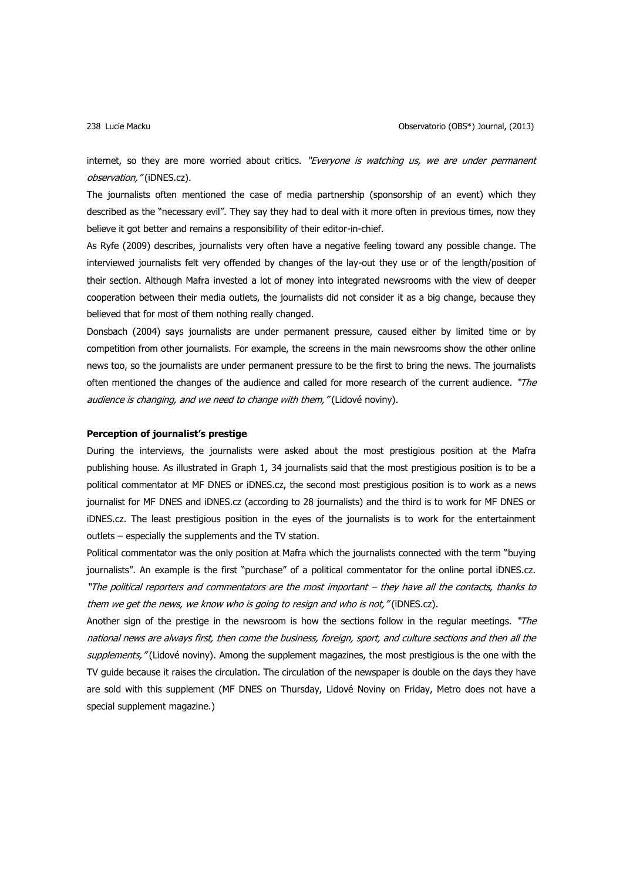internet, so they are more worried about critics. *"Everyone is watching us, we are under permanent observation,"* (iDNES.cz).

The journalists often mentioned the case of media partnership (sponsorship of an event) which they described as the "necessary evil". They say they had to deal with it more often in previous times, now they believe it got better and remains a responsibility of their editor-in-chief.

As Ryfe (2009) describes, journalists very often have a negative feeling toward any possible change. The interviewed journalists felt very offended by changes of the lay-out they use or of the length/position of their section. Although Mafra invested a lot of money into integrated newsrooms with the view of deeper cooperation between their media outlets, the journalists did not consider it as a big change, because they believed that for most of them nothing really changed.

Donsbach (2004) says journalists are under permanent pressure, caused either by limited time or by competition from other journalists. For example, the screens in the main newsrooms show the other online news too, so the journalists are under permanent pressure to be the first to bring the news. The journalists often mentioned the changes of the audience and called for more research of the current audience. *"The audience is changing, and we need to change with them,"* (Lidové noviny).

**Perception of journalist's prestige**

During the interviews, the journalists were asked about the most prestigious position at the Mafra publishing house. As illustrated in Graph 1, 34 journalists said that the most prestigious position is to be a political commentator at MF DNES or iDNES.cz, the second most prestigious position is to work as a news journalist for MF DNES and iDNES.cz (according to 28 journalists) and the third is to work for MF DNES or iDNES.cz. The least prestigious position in the eyes of the journalists is to work for the entertainment outlets – especially the supplements and the TV station.

Political commentator was the only position at Mafra which the journalists connected with the term "buying journalists". An example is the first "purchase" of a political commentator for the online portal iDNES.cz. *"The political reporters and commentators are the most important – they have all the contacts, thanks to them we get the news, we know who is going to resign and who is not,"* (iDNES.cz).

Another sign of the prestige in the newsroom is how the sections follow in the regular meetings. *"The national news are always first, then come the business, foreign, sport, and culture sections and then all the supplements,"* (Lidové noviny). Among the supplement magazines, the most prestigious is the one with the TV guide because it raises the circulation. The circulation of the newspaper is double on the days they have are sold with this supplement (MF DNES on Thursday, Lidové Noviny on Friday, Metro does not have a special supplement magazine.)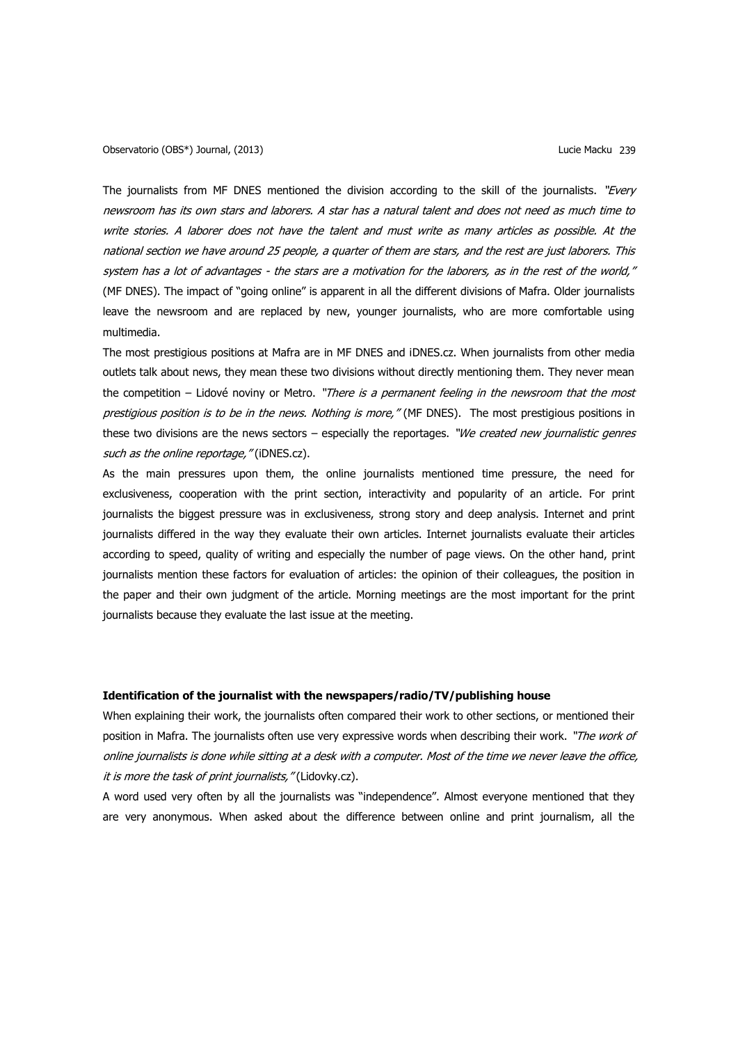The journalists from MF DNES mentioned the division according to the skill of the journalists. *"Every newsroom has its own stars and laborers. A star has a natural talent and does not need as much time to write stories. A laborer does not have the talent and must write as many articles as possible. At the national section we have around 25 people, a quarter of them are stars, and the rest are just laborers. This system has a lot of advantages - the stars are a motivation for the laborers, as in the rest of the world,"* (MF DNES). The impact of "going online" is apparent in all the different divisions of Mafra. Older journalists leave the newsroom and are replaced by new, younger journalists, who are more comfortable using multimedia.

The most prestigious positions at Mafra are in MF DNES and iDNES.cz. When journalists from other media outlets talk about news, they mean these two divisions without directly mentioning them. They never mean the competition – Lidové noviny or Metro. *"There is a permanent feeling in the newsroom that the most prestigious position is to be in the news. Nothing is more,"* (MF DNES). The most prestigious positions in these two divisions are the news sectors – especially the reportages. *"We created new journalistic genres such as the online reportage,"* (iDNES.cz).

As the main pressures upon them, the online journalists mentioned time pressure, the need for exclusiveness, cooperation with the print section, interactivity and popularity of an article. For print journalists the biggest pressure was in exclusiveness, strong story and deep analysis. Internet and print journalists differed in the way they evaluate their own articles. Internet journalists evaluate their articles according to speed, quality of writing and especially the number of page views. On the other hand, print journalists mention these factors for evaluation of articles: the opinion of their colleagues, the position in the paper and their own judgment of the article. Morning meetings are the most important for the print journalists because they evaluate the last issue at the meeting.

**Identification of the journalist with the newspapers/radio/TV/publishing house**

When explaining their work, the journalists often compared their work to other sections, or mentioned their position in Mafra. The journalists often use very expressive words when describing their work. *"The work of online journalists is done while sitting at a desk with a computer. Most of the time we never leave the office, it is more the task of print journalists,"* (Lidovky.cz).

A word used very often by all the journalists was "independence". Almost everyone mentioned that they are very anonymous. When asked about the difference between online and print journalism, all the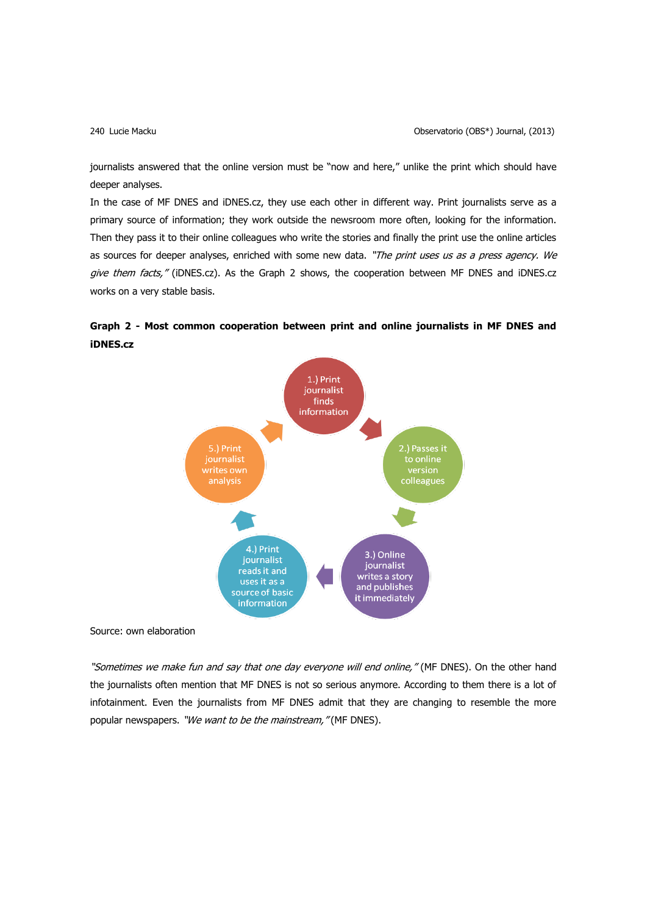journalists answered that the online version must be "now and here," unlike the print which should have deeper analyses.

In the case of MF DNES and iDNES.cz, they use each other in different way. Print journalists serve as a primary source of information; they work outside the newsroom more often, looking for the information. Then they pass it to their online colleagues who write the stories and finally the print use the online articles as sources for deeper analyses, enriched with some new data. *"The print uses us as a press agency. We give them facts,"* (iDNES.cz). As the Graph 2 shows, the cooperation between MF DNES and iDNES.cz works on a very stable basis.

**Graph 2 - Most common cooperation between print and online journalists in MF DNES and iDNES.cz**

1.) Print journalist finds information

2.) Passes it to online version colleagues

3.) Online journalist writes a story and publishes it immediately

4.) Print journalist reads it and uses it as a source of basic information

5.) Print journalist writes own analysis

Source: own elaboration

*"Sometimes we make fun and say that one day everyone will end online,"* (MF DNES). On the other hand the journalists often mention that MF DNES is not so serious anymore. According to them there is a lot of infotainment. Even the journalists from MF DNES admit that they are changing to resemble the more popular newspapers. *"We want to be the mainstream,"* (MF DNES).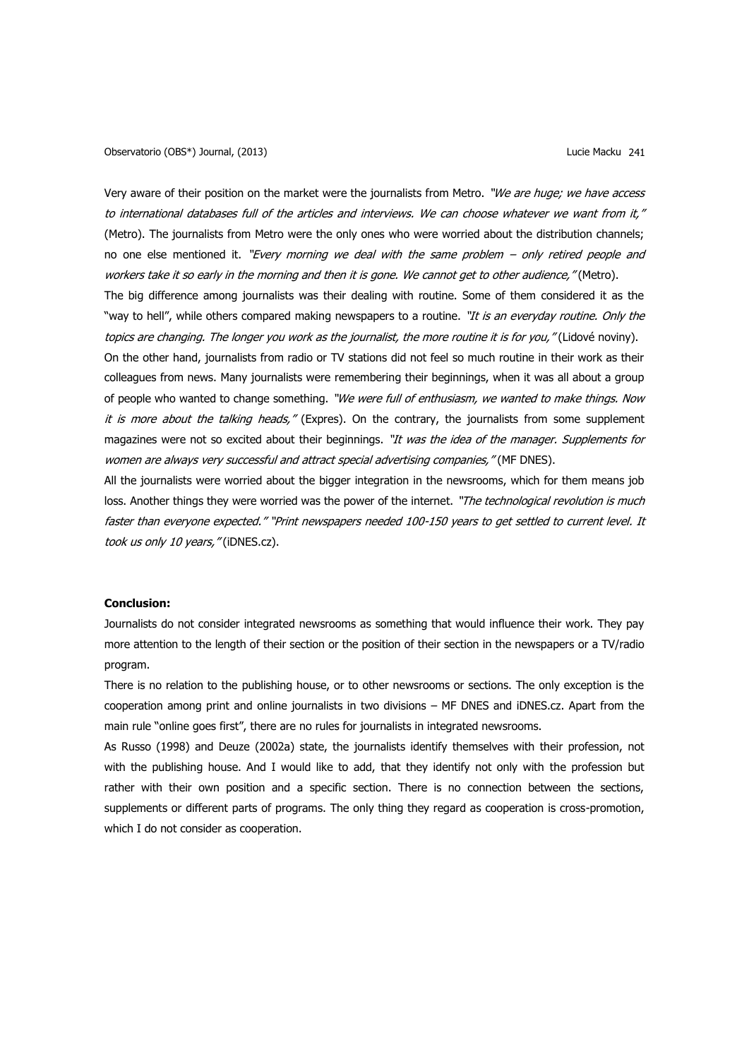Very aware of their position on the market were the journalists from Metro. *"We are huge; we have access to international databases full of the articles and interviews. We can choose whatever we want from it,"* (Metro). The journalists from Metro were the only ones who were worried about the distribution channels; no one else mentioned it. *"Every morning we deal with the same problem – only retired people and workers take it so early in the morning and then it is gone. We cannot get to other audience,"* (Metro).

The big difference among journalists was their dealing with routine. Some of them considered it as the "way to hell", while others compared making newspapers to a routine. *"It is an everyday routine. Only the topics are changing. The longer you work as the journalist, the more routine it is for you,"* (Lidové noviny).

On the other hand, journalists from radio or TV stations did not feel so much routine in their work as their colleagues from news. Many journalists were remembering their beginnings, when it was all about a group of people who wanted to change something. *"We were full of enthusiasm, we wanted to make things. Now it is more about the talking heads,"* (Expres). On the contrary, the journalists from some supplement magazines were not so excited about their beginnings. *"It was the idea of the manager. Supplements for women are always very successful and attract special advertising companies,"* (MF DNES).

All the journalists were worried about the bigger integration in the newsrooms, which for them means job loss. Another things they were worried was the power of the internet. *"The technological revolution is much faster than everyone expected." "Print newspapers needed 100-150 years to get settled to current level. It took us only 10 years,"* (iDNES.cz).

**Conclusion:**

Journalists do not consider integrated newsrooms as something that would influence their work. They pay more attention to the length of their section or the position of their section in the newspapers or a TV/radio program.

There is no relation to the publishing house, or to other newsrooms or sections. The only exception is the cooperation among print and online journalists in two divisions – MF DNES and iDNES.cz. Apart from the main rule "online goes first", there are no rules for journalists in integrated newsrooms.

As Russo (1998) and Deuze (2002a) state, the journalists identify themselves with their profession, not with the publishing house. And I would like to add, that they identify not only with the profession but rather with their own position and a specific section. There is no connection between the sections, supplements or different parts of programs. The only thing they regard as cooperation is cross-promotion, which I do not consider as cooperation.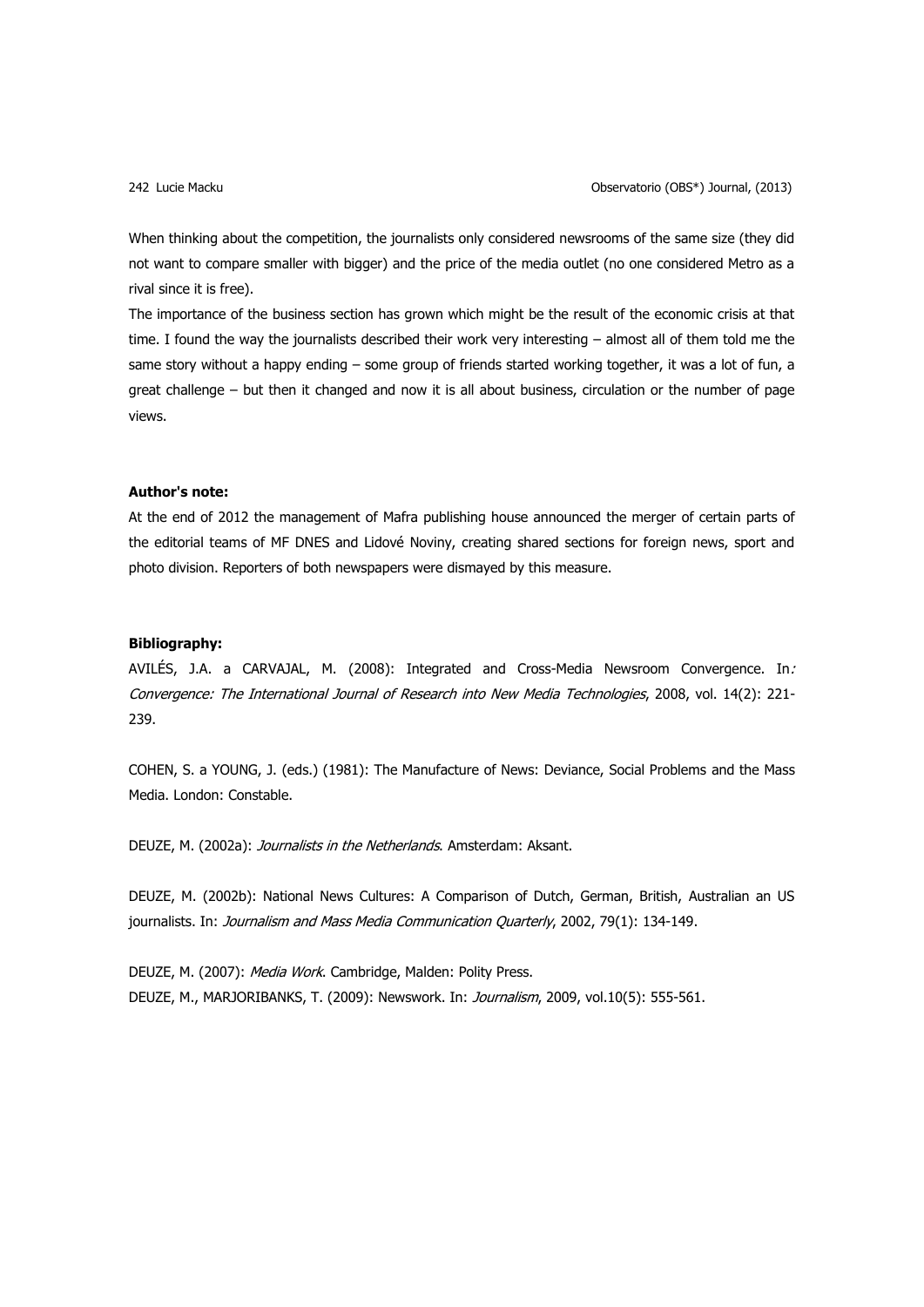When thinking about the competition, the journalists only considered newsrooms of the same size (they did not want to compare smaller with bigger) and the price of the media outlet (no one considered Metro as a rival since it is free).

The importance of the business section has grown which might be the result of the economic crisis at that time. I found the way the journalists described their work very interesting – almost all of them told me the same story without a happy ending – some group of friends started working together, it was a lot of fun, a great challenge – but then it changed and now it is all about business, circulation or the number of page views.

**Author's note:**

At the end of 2012 the management of Mafra publishing house announced the merger of certain parts of the editorial teams of MF DNES and Lidové Noviny, creating shared sections for foreign news, sport and photo division. Reporters of both newspapers were dismayed by this measure.

**Bibliography:**

AVILÉS, J.A. a CARVAJAL, M. (2008): Integrated and Cross-Media Newsroom Convergence. In*:* *Convergence: The International Journal of Research into New Media Technologies*, 2008, vol. 14(2): 221-239.

COHEN, S. a YOUNG, J. (eds.) (1981): The Manufacture of News: Deviance, Social Problems and the Mass Media. London: Constable.

DEUZE, M. (2002a): *Journalists in the Netherlands*. Amsterdam: Aksant.

DEUZE, M. (2002b): National News Cultures: A Comparison of Dutch, German, British, Australian an US journalists. In: *Journalism and Mass Media Communication Quarterly*, 2002, 79(1): 134-149.

DEUZE, M. (2007): *Media Work*. Cambridge, Malden: Polity Press.

DEUZE, M., MARJORIBANKS, T. (2009): Newswork. In: *Journalism*, 2009, vol.10(5): 555-561.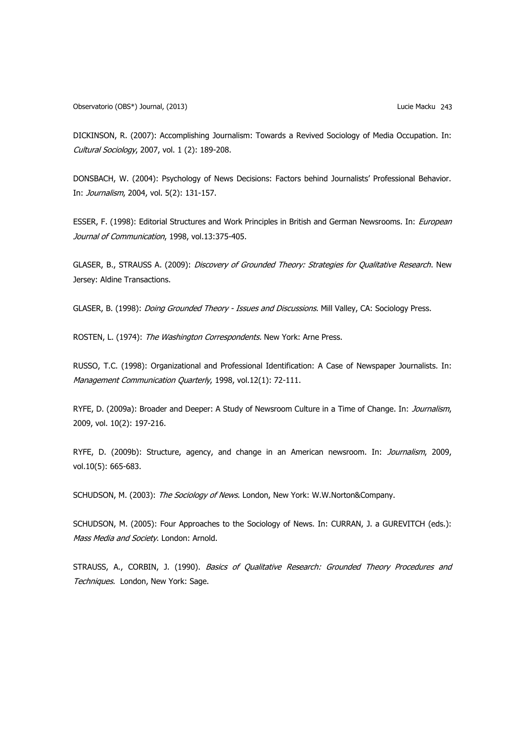DICKINSON, R. (2007): Accomplishing Journalism: Towards a Revived Sociology of Media Occupation. In: *Cultural Sociology*, 2007, vol. 1 (2): 189-208.

DONSBACH, W. (2004): Psychology of News Decisions: Factors behind Journalists' Professional Behavior. In: *Journalism*, 2004, vol. 5(2): 131-157.

ESSER, F. (1998): Editorial Structures and Work Principles in British and German Newsrooms. In: *European Journal of Communication*, 1998, vol.13:375-405.

GLASER, B., STRAUSS A. (2009): *Discovery of Grounded Theory: Strategies for Qualitative Research*. New Jersey: Aldine Transactions.

GLASER, B. (1998): *Doing Grounded Theory - Issues and Discussions.* Mill Valley, CA: Sociology Press.

ROSTEN, L. (1974): *The Washington Correspondents.* New York: Arne Press.

RUSSO, T.C. (1998): Organizational and Professional Identification: A Case of Newspaper Journalists. In: *Management Communication Quarterly*, 1998, vol.12(1): 72-111.

RYFE, D. (2009a): Broader and Deeper: A Study of Newsroom Culture in a Time of Change. In: *Journalism*, 2009, vol. 10(2): 197-216.

RYFE, D. (2009b): Structure, agency, and change in an American newsroom. In: *Journalism*, 2009, vol.10(5): 665-683.

SCHUDSON, M. (2003): *The Sociology of News.* London, New York: W.W.Norton&Company.

SCHUDSON, M. (2005): Four Approaches to the Sociology of News. In: CURRAN, J. a GUREVITCH (eds.): *Mass Media and Society*. London: Arnold.

STRAUSS, A., CORBIN, J. (1990). *Basics of Qualitative Research: Grounded Theory Procedures and Techniques.* London, New York: Sage.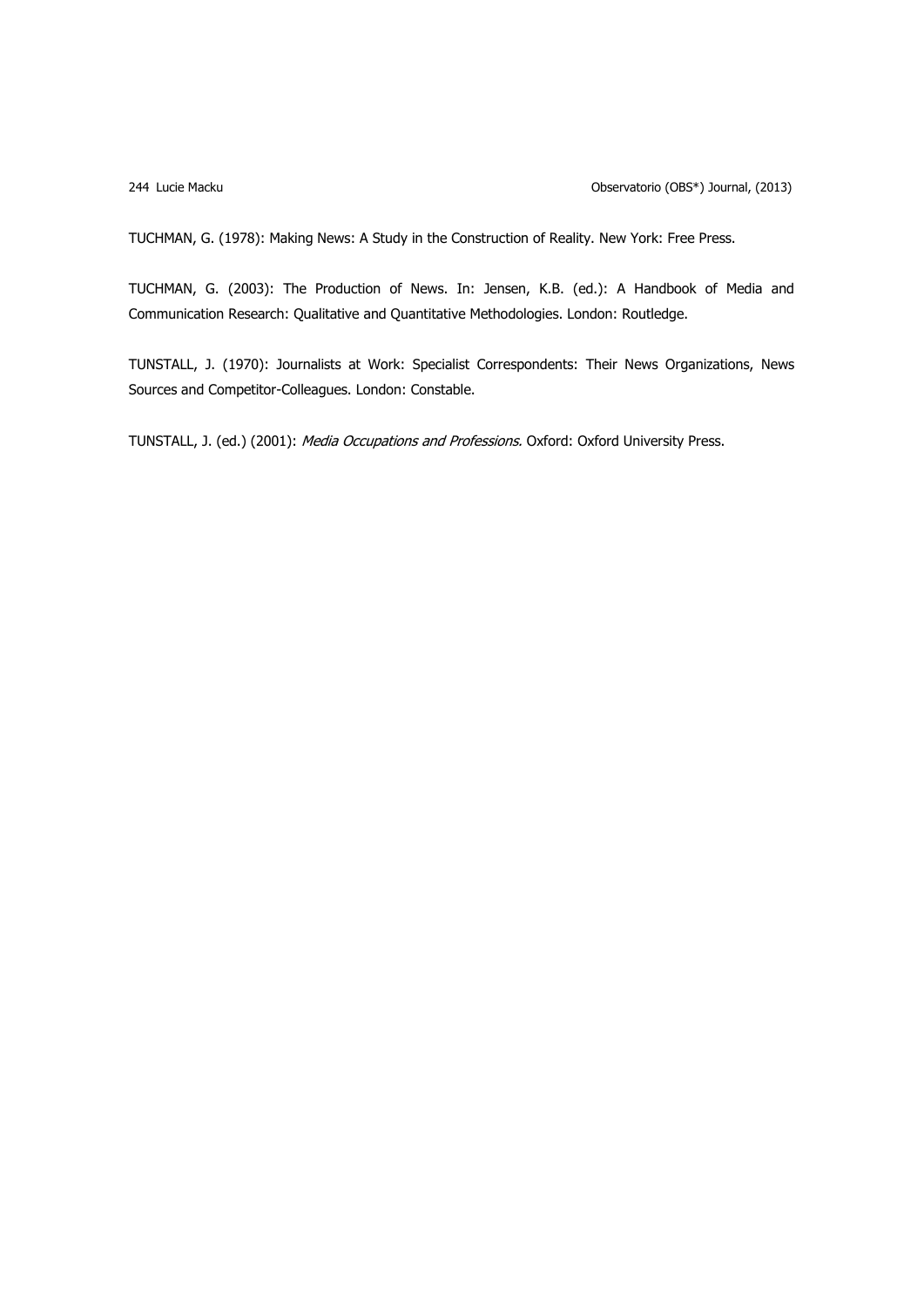TUCHMAN, G. (1978): Making News: A Study in the Construction of Reality. New York: Free Press.

TUCHMAN, G. (2003): The Production of News. In: Jensen, K.B. (ed.): A Handbook of Media and Communication Research: Qualitative and Quantitative Methodologies. London: Routledge.

TUNSTALL, J. (1970): Journalists at Work: Specialist Correspondents: Their News Organizations, News Sources and Competitor-Colleagues. London: Constable.

TUNSTALL, J. (ed.) (2001): *Media Occupations and Professions.* Oxford: Oxford University Press.